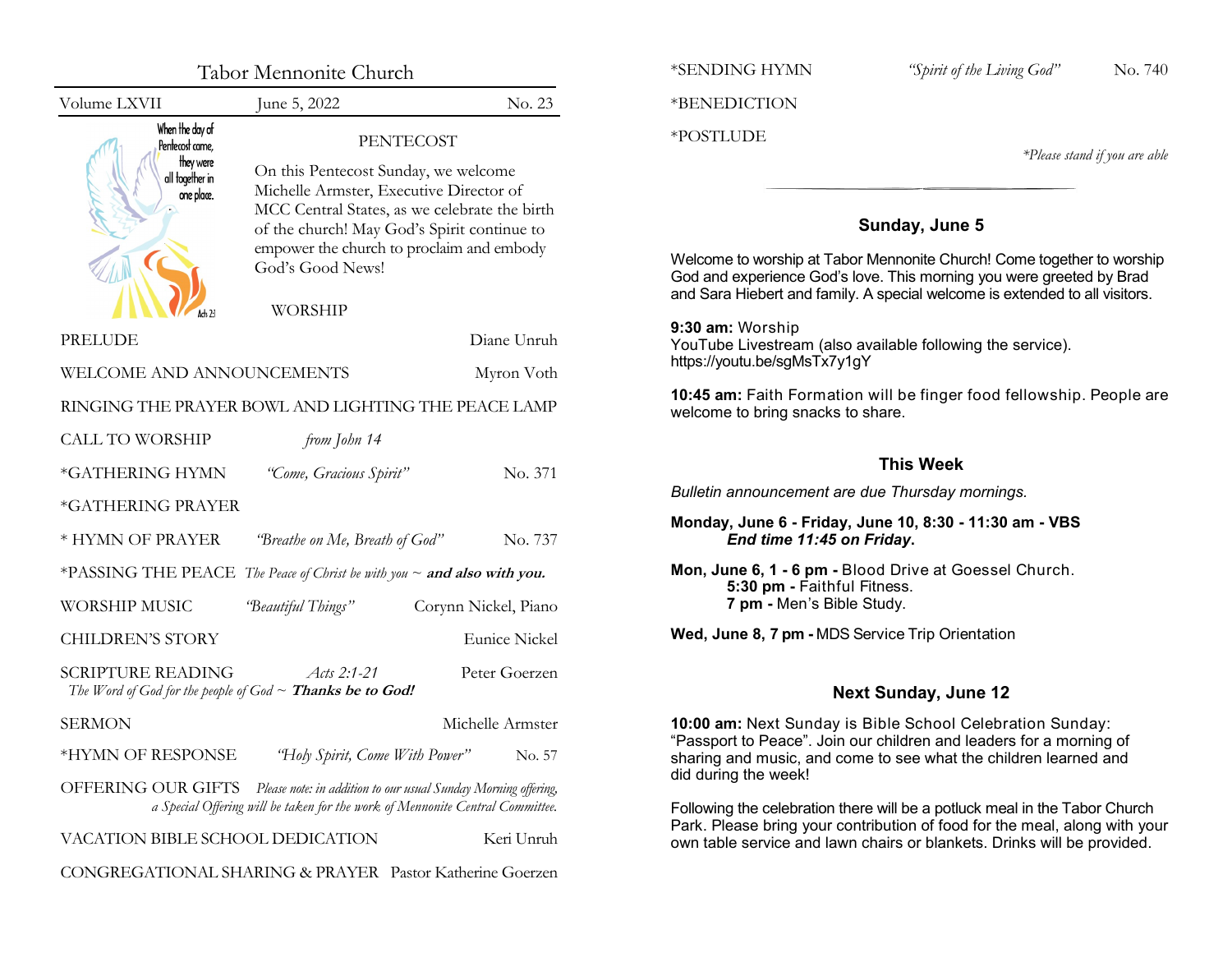# Tabor Mennonite Church

Volume LXVII | June 5, 2022 | No. 23

When the day of Pentecost came, they were all together in one place. Acts 2:1

## PENTECOST

On this Pentecost Sunday, we welcome Michelle Armster, Executive Director of MCC Central States, as we celebrate the birth of the church! May God's Spirit continue to empower the church to proclaim and embody God's Good News!

## WORSHIP

PRELUDE — Diane Unruh

WELCOME AND ANNOUNCEMENTS — Myron Voth

RINGING THE PRAYER BOWL AND LIGHTING THE PEACE LAMP

CALL TO WORSHIP — *from John 14*

*GATHERING HYMN — *"Come, Gracious Spirit"* — No. 371

*GATHERING PRAYER

* HYMN OF PRAYER — *"Breathe on Me, Breath of God"* — No. 737

*PASSING THE PEACE — *The Peace of Christ be with you ~* ***and also with you.***

WORSHIP MUSIC — *"Beautiful Things"* — Corynn Nickel, Piano

CHILDREN'S STORY — Eunice Nickel

SCRIPTURE READING — *Acts 2:1-21* — Peter Goerzen
*The Word of God for the people of God ~* ***Thanks be to God!***

SERMON — Michelle Armster

*HYMN OF RESPONSE — *"Holy Spirit, Come With Power"* — No. 57

OFFERING OUR GIFTS — *Please note: in addition to our usual Sunday Morning offering, a Special Offering will be taken for the work of Mennonite Central Committee.*

VACATION BIBLE SCHOOL DEDICATION — Keri Unruh

CONGREGATIONAL SHARING & PRAYER — Pastor Katherine Goerzen

*SENDING HYMN — *"Spirit of the Living God"* — No. 740

*BENEDICTION

*POSTLUDE

*\*Please stand if you are able*

---

### Sunday, June 5

Welcome to worship at Tabor Mennonite Church! Come together to worship God and experience God's love. This morning you were greeted by Brad and Sara Hiebert and family. A special welcome is extended to all visitors.

**9:30 am:** Worship
YouTube Livestream (also available following the service).
https://youtu.be/sgMsTx7y1gY

**10:45 am:** Faith Formation will be finger food fellowship. People are welcome to bring snacks to share.

### This Week

*Bulletin announcement are due Thursday mornings.*

**Monday, June 6 - Friday, June 10, 8:30 - 11:30 am - VBS**
***End time 11:45 on Friday*.**

**Mon, June 6, 1 - 6 pm -** Blood Drive at Goessel Church.
**5:30 pm -** Faithful Fitness.
**7 pm -** Men's Bible Study.

**Wed, June 8, 7 pm -** MDS Service Trip Orientation

### Next Sunday, June 12

**10:00 am:** Next Sunday is Bible School Celebration Sunday: "Passport to Peace". Join our children and leaders for a morning of sharing and music, and come to see what the children learned and did during the week!

Following the celebration there will be a potluck meal in the Tabor Church Park. Please bring your contribution of food for the meal, along with your own table service and lawn chairs or blankets. Drinks will be provided.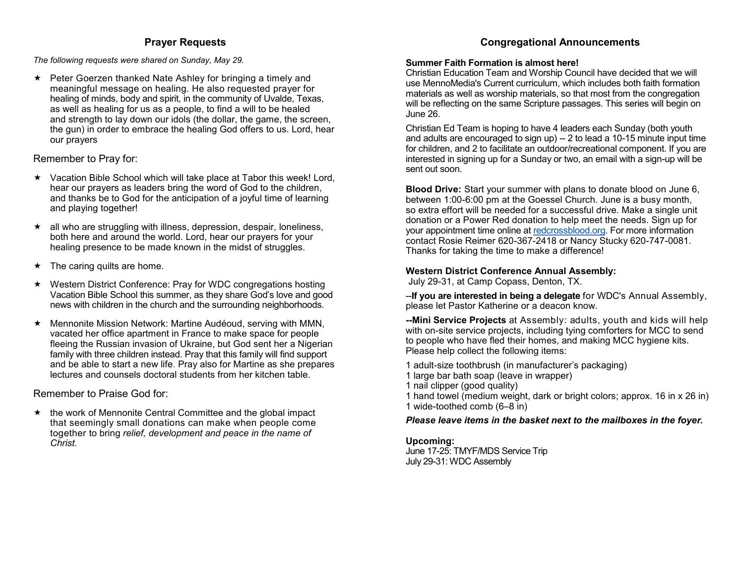## Prayer Requests

*The following requests were shared on Sunday, May 29.*

- Peter Goerzen thanked Nate Ashley for bringing a timely and meaningful message on healing. He also requested prayer for healing of minds, body and spirit, in the community of Uvalde, Texas, as well as healing for us as a people, to find a will to be healed and strength to lay down our idols (the dollar, the game, the screen, the gun) in order to embrace the healing God offers to us. Lord, hear our prayers

Remember to Pray for:

- Vacation Bible School which will take place at Tabor this week! Lord, hear our prayers as leaders bring the word of God to the children, and thanks be to God for the anticipation of a joyful time of learning and playing together!
- all who are struggling with illness, depression, despair, loneliness, both here and around the world. Lord, hear our prayers for your healing presence to be made known in the midst of struggles.
- The caring quilts are home.
- Western District Conference: Pray for WDC congregations hosting Vacation Bible School this summer, as they share God's love and good news with children in the church and the surrounding neighborhoods.
- Mennonite Mission Network: Martine Audéoud, serving with MMN, vacated her office apartment in France to make space for people fleeing the Russian invasion of Ukraine, but God sent her a Nigerian family with three children instead. Pray that this family will find support and be able to start a new life. Pray also for Martine as she prepares lectures and counsels doctoral students from her kitchen table.

Remember to Praise God for:

- the work of Mennonite Central Committee and the global impact that seemingly small donations can make when people come together to bring *relief, development and peace in the name of Christ.*

## Congregational Announcements

**Summer Faith Formation is almost here!**
Christian Education Team and Worship Council have decided that we will use MennoMedia's Current curriculum, which includes both faith formation materials as well as worship materials, so that most from the congregation will be reflecting on the same Scripture passages. This series will begin on June 26.

Christian Ed Team is hoping to have 4 leaders each Sunday (both youth and adults are encouraged to sign up) -- 2 to lead a 10-15 minute input time for children, and 2 to facilitate an outdoor/recreational component. If you are interested in signing up for a Sunday or two, an email with a sign-up will be sent out soon.

**Blood Drive:** Start your summer with plans to donate blood on June 6, between 1:00-6:00 pm at the Goessel Church. June is a busy month, so extra effort will be needed for a successful drive. Make a single unit donation or a Power Red donation to help meet the needs. Sign up for your appointment time online at redcrossblood.org. For more information contact Rosie Reimer 620-367-2418 or Nancy Stucky 620-747-0081. Thanks for taking the time to make a difference!

**Western District Conference Annual Assembly:**
July 29-31, at Camp Copass, Denton, TX.

--**If you are interested in being a delegate** for WDC's Annual Assembly, please let Pastor Katherine or a deacon know.

**--Mini Service Projects** at Assembly: adults, youth and kids will help with on-site service projects, including tying comforters for MCC to send to people who have fled their homes, and making MCC hygiene kits. Please help collect the following items:

1 adult-size toothbrush (in manufacturer's packaging)
1 large bar bath soap (leave in wrapper)
1 nail clipper (good quality)
1 hand towel (medium weight, dark or bright colors; approx. 16 in x 26 in)
1 wide-toothed comb (6–8 in)

***Please leave items in the basket next to the mailboxes in the foyer.***

**Upcoming:**
June 17-25: TMYF/MDS Service Trip
July 29-31: WDC Assembly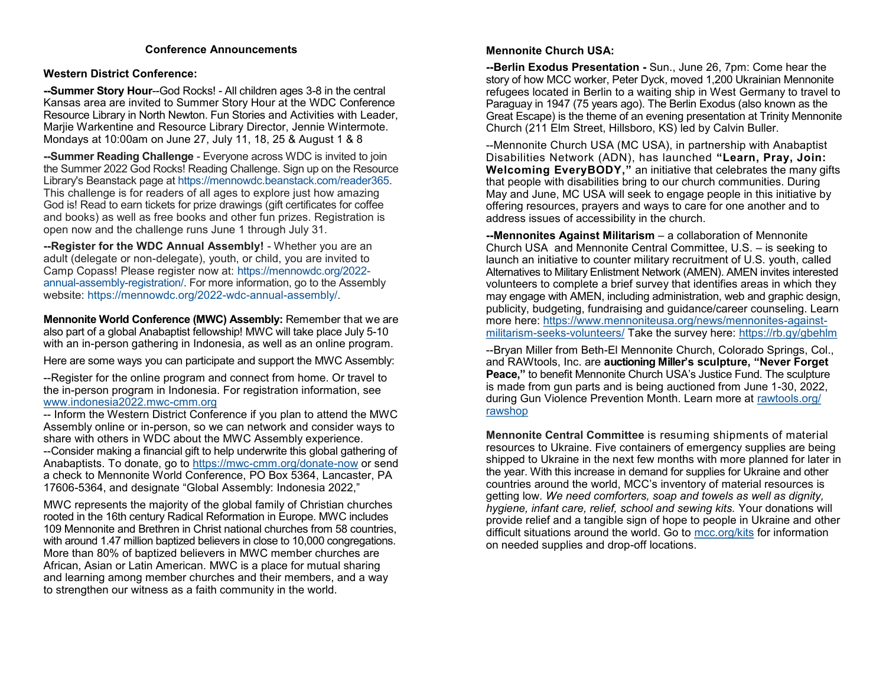## Conference Announcements

### Western District Conference:

**--Summer Story Hour**--God Rocks! - All children ages 3-8 in the central Kansas area are invited to Summer Story Hour at the WDC Conference Resource Library in North Newton. Fun Stories and Activities with Leader, Marjie Warkentine and Resource Library Director, Jennie Wintermote. Mondays at 10:00am on June 27, July 11, 18, 25 & August 1 & 8

**--Summer Reading Challenge** - Everyone across WDC is invited to join the Summer 2022 God Rocks! Reading Challenge. Sign up on the Resource Library's Beanstack page at https://mennowdc.beanstack.com/reader365. This challenge is for readers of all ages to explore just how amazing God is! Read to earn tickets for prize drawings (gift certificates for coffee and books) as well as free books and other fun prizes. Registration is open now and the challenge runs June 1 through July 31.

**--Register for the WDC Annual Assembly!** - Whether you are an adult (delegate or non-delegate), youth, or child, you are invited to Camp Copass! Please register now at: https://mennowdc.org/2022-annual-assembly-registration/. For more information, go to the Assembly website: https://mennowdc.org/2022-wdc-annual-assembly/.

**Mennonite World Conference (MWC) Assembly:** Remember that we are also part of a global Anabaptist fellowship! MWC will take place July 5-10 with an in-person gathering in Indonesia, as well as an online program.

Here are some ways you can participate and support the MWC Assembly:

--Register for the online program and connect from home. Or travel to the in-person program in Indonesia. For registration information, see www.indonesia2022.mwc-cmm.org
-- Inform the Western District Conference if you plan to attend the MWC Assembly online or in-person, so we can network and consider ways to share with others in WDC about the MWC Assembly experience.
--Consider making a financial gift to help underwrite this global gathering of Anabaptists. To donate, go to https://mwc-cmm.org/donate-now or send a check to Mennonite World Conference, PO Box 5364, Lancaster, PA 17606-5364, and designate "Global Assembly: Indonesia 2022,"

MWC represents the majority of the global family of Christian churches rooted in the 16th century Radical Reformation in Europe. MWC includes 109 Mennonite and Brethren in Christ national churches from 58 countries, with around 1.47 million baptized believers in close to 10,000 congregations. More than 80% of baptized believers in MWC member churches are African, Asian or Latin American. MWC is a place for mutual sharing and learning among member churches and their members, and a way to strengthen our witness as a faith community in the world.

### Mennonite Church USA:

**--Berlin Exodus Presentation -** Sun., June 26, 7pm: Come hear the story of how MCC worker, Peter Dyck, moved 1,200 Ukrainian Mennonite refugees located in Berlin to a waiting ship in West Germany to travel to Paraguay in 1947 (75 years ago). The Berlin Exodus (also known as the Great Escape) is the theme of an evening presentation at Trinity Mennonite Church (211 Elm Street, Hillsboro, KS) led by Calvin Buller.

--Mennonite Church USA (MC USA), in partnership with Anabaptist Disabilities Network (ADN), has launched **"Learn, Pray, Join: Welcoming EveryBODY,"** an initiative that celebrates the many gifts that people with disabilities bring to our church communities. During May and June, MC USA will seek to engage people in this initiative by offering resources, prayers and ways to care for one another and to address issues of accessibility in the church.

**--Mennonites Against Militarism** – a collaboration of Mennonite Church USA and Mennonite Central Committee, U.S. – is seeking to launch an initiative to counter military recruitment of U.S. youth, called Alternatives to Military Enlistment Network (AMEN). AMEN invites interested volunteers to complete a brief survey that identifies areas in which they may engage with AMEN, including administration, web and graphic design, publicity, budgeting, fundraising and guidance/career counseling. Learn more here: https://www.mennoniteusa.org/news/mennonites-against-militarism-seeks-volunteers/ Take the survey here: https://rb.gy/gbehlm

--Bryan Miller from Beth-El Mennonite Church, Colorado Springs, Col., and RAWtools, Inc. are **auctioning Miller's sculpture, "Never Forget Peace,"** to benefit Mennonite Church USA's Justice Fund. The sculpture is made from gun parts and is being auctioned from June 1-30, 2022, during Gun Violence Prevention Month. Learn more at rawtools.org/rawshop

**Mennonite Central Committee** is resuming shipments of material resources to Ukraine. Five containers of emergency supplies are being shipped to Ukraine in the next few months with more planned for later in the year. With this increase in demand for supplies for Ukraine and other countries around the world, MCC's inventory of material resources is getting low. *We need comforters, soap and towels as well as dignity, hygiene, infant care, relief, school and sewing kits.* Your donations will provide relief and a tangible sign of hope to people in Ukraine and other difficult situations around the world. Go to mcc.org/kits for information on needed supplies and drop-off locations.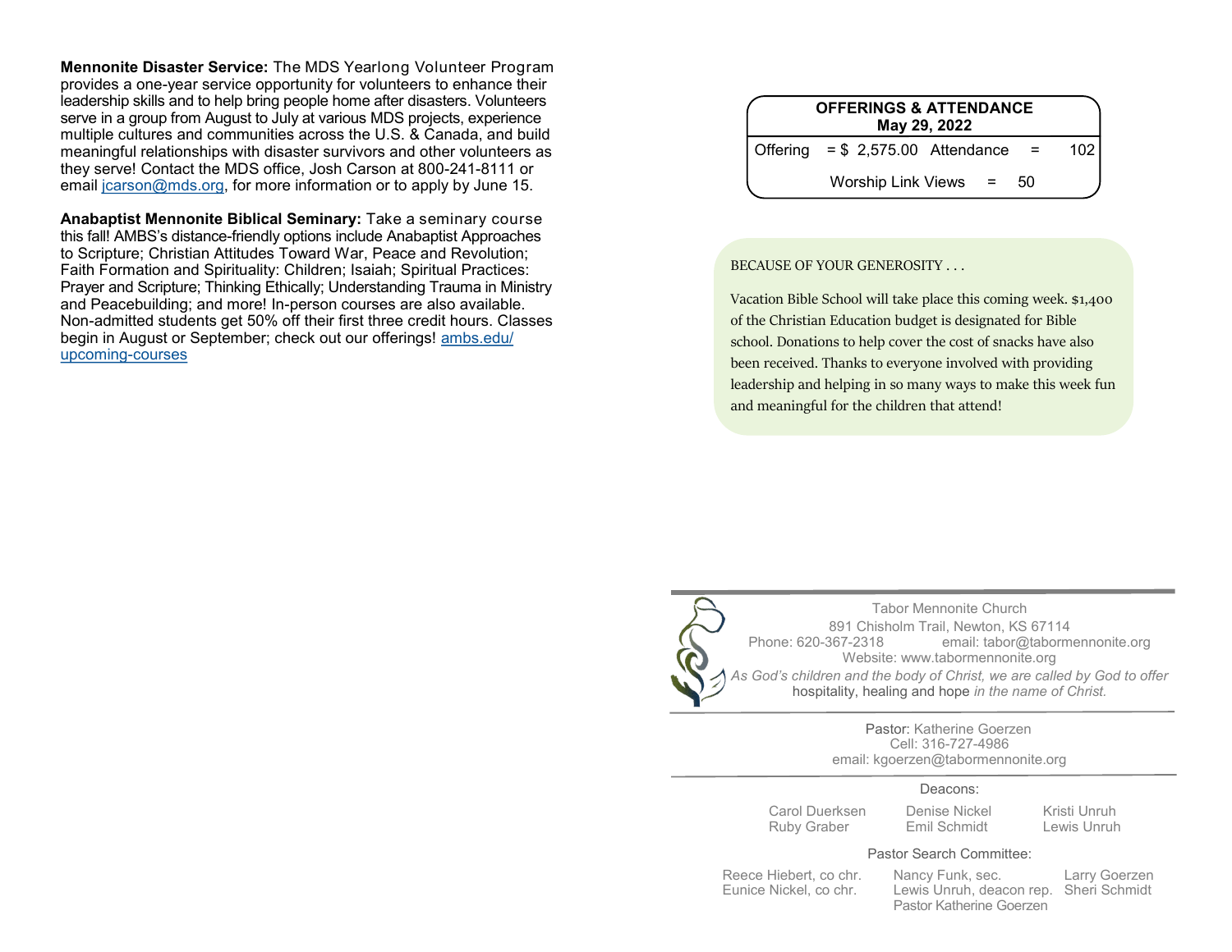**Mennonite Disaster Service:** The MDS Yearlong Volunteer Program provides a one-year service opportunity for volunteers to enhance their leadership skills and to help bring people home after disasters. Volunteers serve in a group from August to July at various MDS projects, experience multiple cultures and communities across the U.S. & Canada, and build meaningful relationships with disaster survivors and other volunteers as they serve! Contact the MDS office, Josh Carson at 800-241-8111 or email jcarson@mds.org, for more information or to apply by June 15.

**Anabaptist Mennonite Biblical Seminary:** Take a seminary course this fall! AMBS's distance-friendly options include Anabaptist Approaches to Scripture; Christian Attitudes Toward War, Peace and Revolution; Faith Formation and Spirituality: Children; Isaiah; Spiritual Practices: Prayer and Scripture; Thinking Ethically; Understanding Trauma in Ministry and Peacebuilding; and more! In-person courses are also available. Non-admitted students get 50% off their first three credit hours. Classes begin in August or September; check out our offerings! ambs.edu/upcoming-courses

**OFFERINGS & ATTENDANCE**
**May 29, 2022**

| | | | |
|---|---|---|---|
| Offering | = $ 2,575.00 | Attendance = | 102 |
| | Worship Link Views = | 50 | |

BECAUSE OF YOUR GENEROSITY . . .

Vacation Bible School will take place this coming week. $1,400 of the Christian Education budget is designated for Bible school. Donations to help cover the cost of snacks have also been received. Thanks to everyone involved with providing leadership and helping in so many ways to make this week fun and meaningful for the children that attend!

Tabor Mennonite Church
891 Chisholm Trail, Newton, KS 67114
Phone: 620-367-2318 email: tabor@tabormennonite.org
Website: www.tabormennonite.org
*As God's children and the body of Christ, we are called by God to offer* hospitality, healing and hope *in the name of Christ.*

Pastor: Katherine Goerzen
Cell: 316-727-4986
email: kgoerzen@tabormennonite.org

Deacons:

Carol Duerksen
Ruby Graber
Denise Nickel
Emil Schmidt
Kristi Unruh
Lewis Unruh

Pastor Search Committee:

Reece Hiebert, co chr.
Eunice Nickel, co chr.
Nancy Funk, sec.
Lewis Unruh, deacon rep.
Pastor Katherine Goerzen
Larry Goerzen
Sheri Schmidt